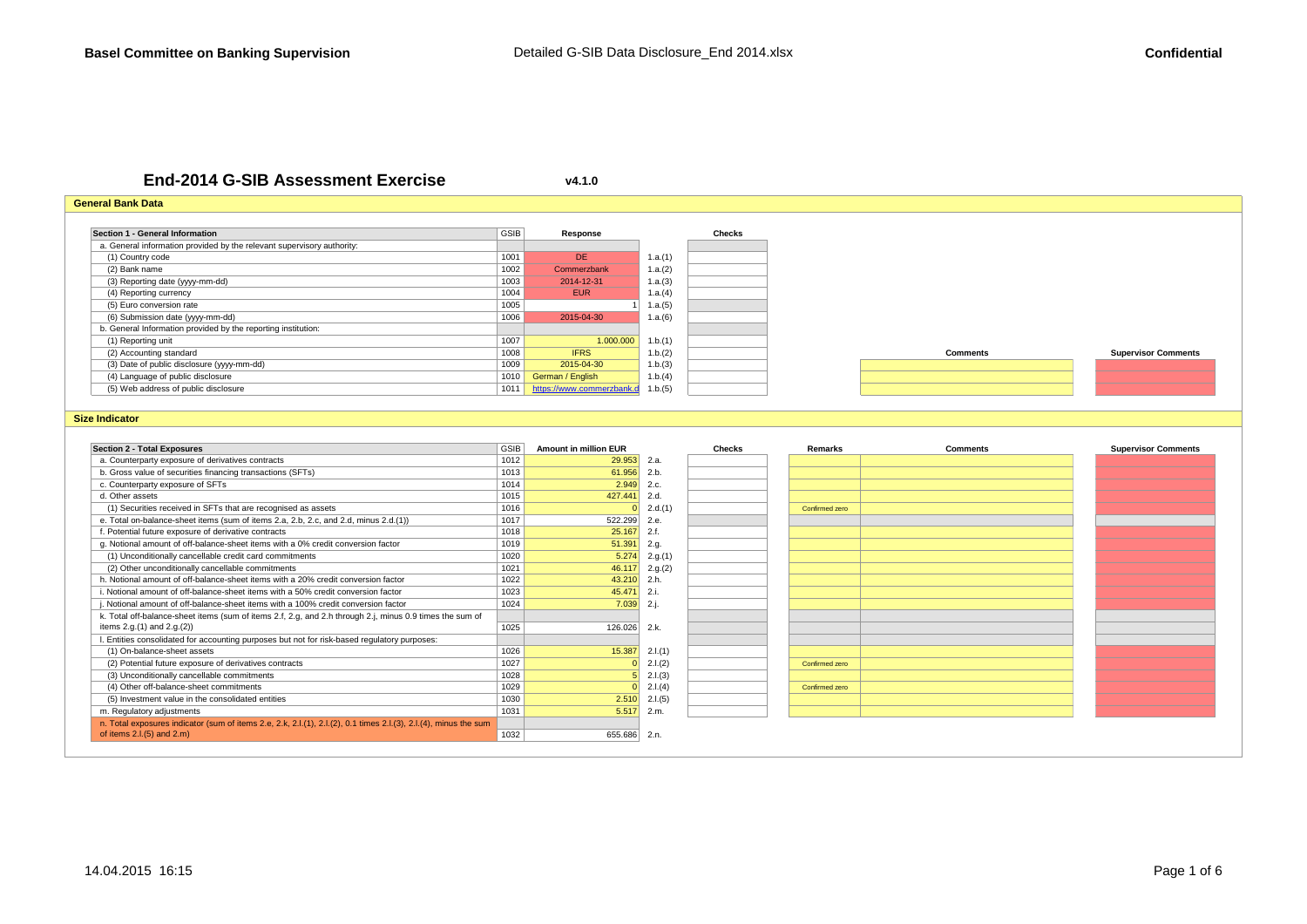# End-2014 G-SIB Assessment Exercise

v4.1.0

## General Bank Data

| Section 1 - General Information | GSIB | Response | | Checks | Comments | Supervisor Comments |
|---|---|---|---|---|---|---|
| a. General information provided by the relevant supervisory authority: | | | | | | |
| (1) Country code | 1001 | DE | 1.a.(1) | | | |
| (2) Bank name | 1002 | Commerzbank | 1.a.(2) | | | |
| (3) Reporting date (yyyy-mm-dd) | 1003 | 2014-12-31 | 1.a.(3) | | | |
| (4) Reporting currency | 1004 | EUR | 1.a.(4) | | | |
| (5) Euro conversion rate | 1005 | 1 | 1.a.(5) | | | |
| (6) Submission date (yyyy-mm-dd) | 1006 | 2015-04-30 | 1.a.(6) | | | |
| b. General Information provided by the reporting institution: | | | | | | |
| (1) Reporting unit | 1007 | 1.000.000 | 1.b.(1) | | | |
| (2) Accounting standard | 1008 | IFRS | 1.b.(2) | | | |
| (3) Date of public disclosure (yyyy-mm-dd) | 1009 | 2015-04-30 | 1.b.(3) | | | |
| (4) Language of public disclosure | 1010 | German / English | 1.b.(4) | | | |
| (5) Web address of public disclosure | 1011 | https://www.commerzbank.d | 1.b.(5) | | | |

## Size Indicator

| Section 2 - Total Exposures | GSIB | Amount in million EUR | | Checks | Remarks | Comments | Supervisor Comments |
|---|---|---|---|---|---|---|---|
| a. Counterparty exposure of derivatives contracts | 1012 | 29.953 | 2.a. | | | | |
| b. Gross value of securities financing transactions (SFTs) | 1013 | 61.956 | 2.b. | | | | |
| c. Counterparty exposure of SFTs | 1014 | 2.949 | 2.c. | | | | |
| d. Other assets | 1015 | 427.441 | 2.d. | | | | |
| (1) Securities received in SFTs that are recognised as assets | 1016 | 0 | 2.d.(1) | | Confirmed zero | | |
| e. Total on-balance-sheet items (sum of items 2.a, 2.b, 2.c, and 2.d, minus 2.d.(1)) | 1017 | 522.299 | 2.e. | | | | |
| f. Potential future exposure of derivative contracts | 1018 | 25.167 | 2.f. | | | | |
| g. Notional amount of off-balance-sheet items with a 0% credit conversion factor | 1019 | 51.391 | 2.g. | | | | |
| (1) Unconditionally cancellable credit card commitments | 1020 | 5.274 | 2.g.(1) | | | | |
| (2) Other unconditionally cancellable commitments | 1021 | 46.117 | 2.g.(2) | | | | |
| h. Notional amount of off-balance-sheet items with a 20% credit conversion factor | 1022 | 43.210 | 2.h. | | | | |
| i. Notional amount of off-balance-sheet items with a 50% credit conversion factor | 1023 | 45.471 | 2.i. | | | | |
| j. Notional amount of off-balance-sheet items with a 100% credit conversion factor | 1024 | 7.039 | 2.j. | | | | |
| k. Total off-balance-sheet items (sum of items 2.f, 2.g, and 2.h through 2.j, minus 0.9 times the sum of items 2.g.(1) and 2.g.(2)) | 1025 | 126.026 | 2.k. | | | | |
| l. Entities consolidated for accounting purposes but not for risk-based regulatory purposes: | | | | | | | |
| (1) On-balance-sheet assets | 1026 | 15.387 | 2.l.(1) | | | | |
| (2) Potential future exposure of derivatives contracts | 1027 | 0 | 2.l.(2) | | Confirmed zero | | |
| (3) Unconditionally cancellable commitments | 1028 | 5 | 2.l.(3) | | | | |
| (4) Other off-balance-sheet commitments | 1029 | 0 | 2.l.(4) | | Confirmed zero | | |
| (5) Investment value in the consolidated entities | 1030 | 2.510 | 2.l.(5) | | | | |
| m. Regulatory adjustments | 1031 | 5.517 | 2.m. | | | | |
| n. Total exposures indicator (sum of items 2.e, 2.k, 2.l.(1), 2.l.(2), 0.1 times 2.l.(3), 2.l.(4), minus the sum of items 2.l.(5) and 2.m) | 1032 | 655.686 | 2.n. | | | | |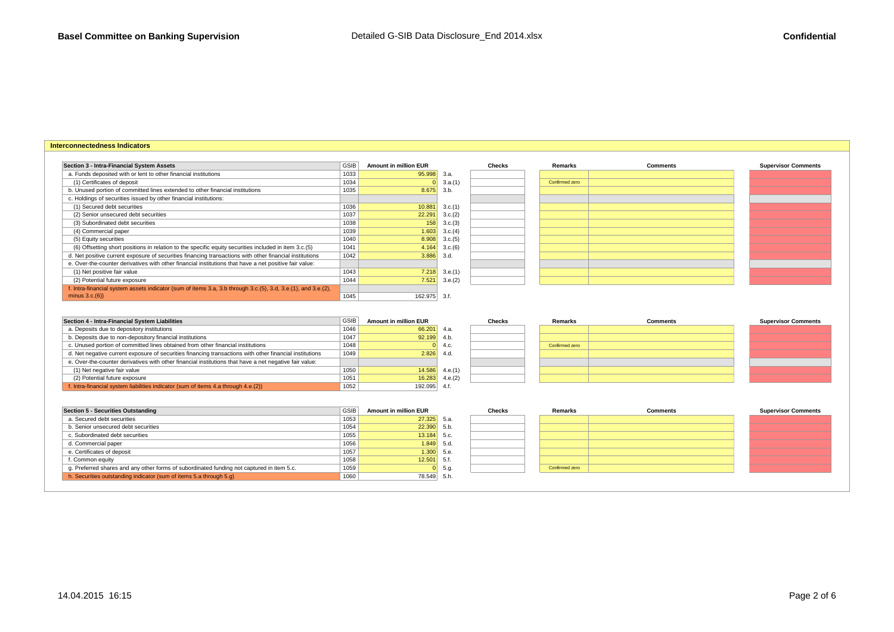## Interconnectedness Indicators

| Section 3 - Intra-Financial System Assets | GSIB | Amount in million EUR | | Checks | Remarks | Comments | Supervisor Comments |
|---|---|---|---|---|---|---|---|
| a. Funds deposited with or lent to other financial institutions | 1033 | 95.998 | 3.a. | | | | |
| (1) Certificates of deposit | 1034 | 0 | 3.a.(1) | | Confirmed zero | | |
| b. Unused portion of committed lines extended to other financial institutions | 1035 | 8.675 | 3.b. | | | | |
| c. Holdings of securities issued by other financial institutions: | | | | | | | |
| (1) Secured debt securities | 1036 | 10.881 | 3.c.(1) | | | | |
| (2) Senior unsecured debt securities | 1037 | 22.291 | 3.c.(2) | | | | |
| (3) Subordinated debt securities | 1038 | 158 | 3.c.(3) | | | | |
| (4) Commercial paper | 1039 | 1.603 | 3.c.(4) | | | | |
| (5) Equity securities | 1040 | 8.908 | 3.c.(5) | | | | |
| (6) Offsetting short positions in relation to the specific equity securities included in item 3.c.(5) | 1041 | 4.164 | 3.c.(6) | | | | |
| d. Net positive current exposure of securities financing transactions with other financial institutions | 1042 | 3.886 | 3.d. | | | | |
| e. Over-the-counter derivatives with other financial institutions that have a net positive fair value: | | | | | | | |
| (1) Net positive fair value | 1043 | 7.218 | 3.e.(1) | | | | |
| (2) Potential future exposure | 1044 | 7.521 | 3.e.(2) | | | | |
| f. Intra-financial system assets indicator (sum of items 3.a, 3.b through 3.c.(5), 3.d, 3.e.(1), and 3.e.(2), minus 3.c.(6)) | 1045 | 162.975 | 3.f. | | | | |

| Section 4 - Intra-Financial System Liabilities | GSIB | Amount in million EUR | | Checks | Remarks | Comments | Supervisor Comments |
|---|---|---|---|---|---|---|---|
| a. Deposits due to depository institutions | 1046 | 66.201 | 4.a. | | | | |
| b. Deposits due to non-depository financial institutions | 1047 | 92.199 | 4.b. | | | | |
| c. Unused portion of committed lines obtained from other financial institutions | 1048 | 0 | 4.c. | | Confirmed zero | | |
| d. Net negative current exposure of securities financing transactions with other financial institutions | 1049 | 2.826 | 4.d. | | | | |
| e. Over-the-counter derivatives with other financial institutions that have a net negative fair value: | | | | | | | |
| (1) Net negative fair value | 1050 | 14.586 | 4.e.(1) | | | | |
| (2) Potential future exposure | 1051 | 16.283 | 4.e.(2) | | | | |
| f. Intra-financial system liabilities indicator (sum of items 4.a through 4.e.(2)) | 1052 | 192.095 | 4.f. | | | | |

| Section 5 - Securities Outstanding | GSIB | Amount in million EUR | | Checks | Remarks | Comments | Supervisor Comments |
|---|---|---|---|---|---|---|---|
| a. Secured debt securities | 1053 | 27.325 | 5.a. | | | | |
| b. Senior unsecured debt securities | 1054 | 22.390 | 5.b. | | | | |
| c. Subordinated debt securities | 1055 | 13.184 | 5.c. | | | | |
| d. Commercial paper | 1056 | 1.849 | 5.d. | | | | |
| e. Certificates of deposit | 1057 | 1.300 | 5.e. | | | | |
| f. Common equity | 1058 | 12.501 | 5.f. | | | | |
| g. Preferred shares and any other forms of subordinated funding not captured in item 5.c. | 1059 | 0 | 5.g. | | Confirmed zero | | |
| h. Securities outstanding indicator (sum of items 5.a through 5.g) | 1060 | 78.549 | 5.h. | | | | |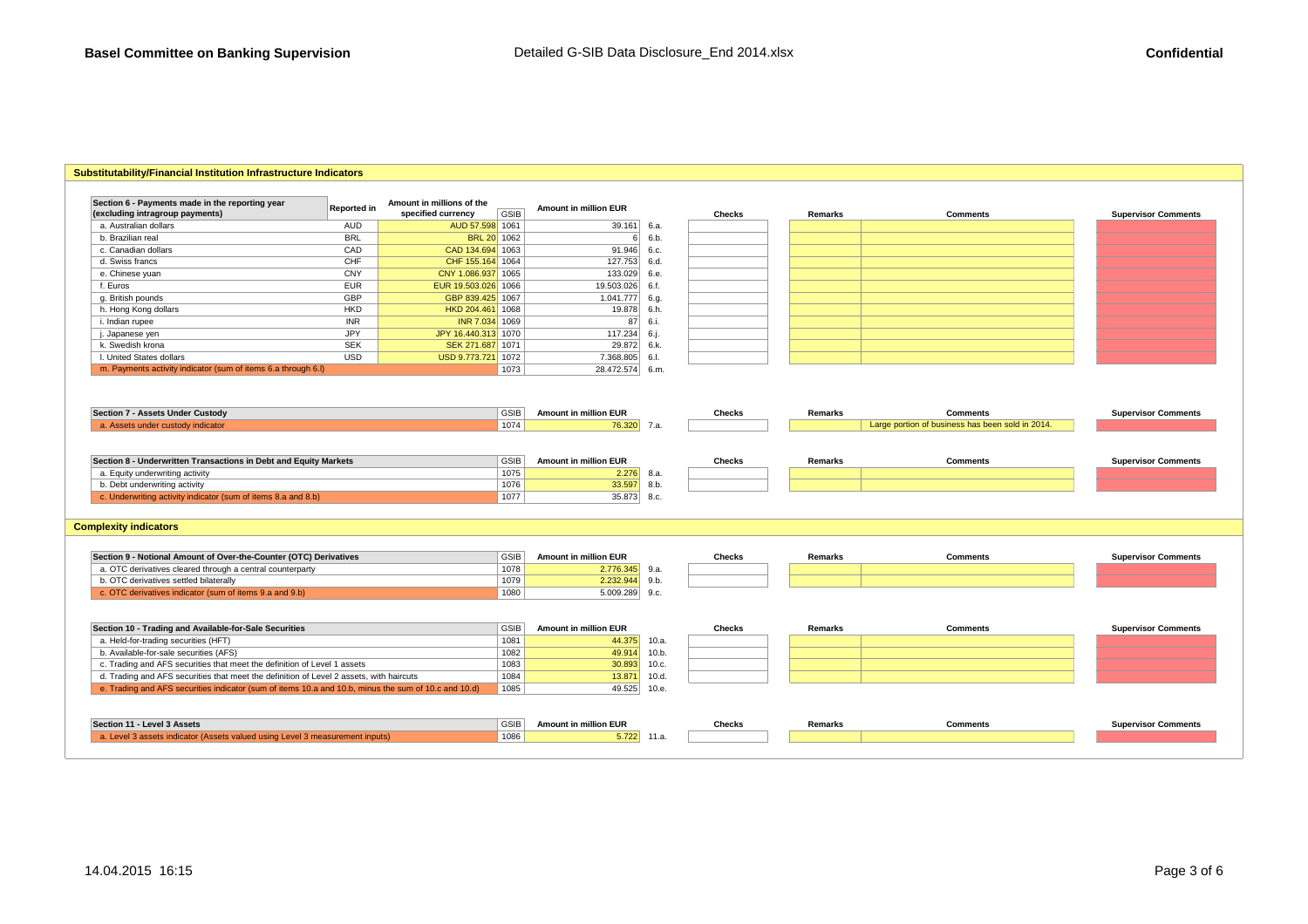## Substitutability/Financial Institution Infrastructure Indicators

| Section 6 - Payments made in the reporting year (excluding intragroup payments) | Reported in | Amount in millions of the specified currency | GSIB | Amount in million EUR | | Checks | Remarks | Comments | Supervisor Comments |
|---|---|---|---|---|---|---|---|---|---|
| a. Australian dollars | AUD | AUD 57.598 | 1061 | 39.161 | 6.a. | | | | |
| b. Brazilian real | BRL | BRL 20 | 1062 | 6 | 6.b. | | | | |
| c. Canadian dollars | CAD | CAD 134.694 | 1063 | 91.946 | 6.c. | | | | |
| d. Swiss francs | CHF | CHF 155.164 | 1064 | 127.753 | 6.d. | | | | |
| e. Chinese yuan | CNY | CNY 1.086.937 | 1065 | 133.029 | 6.e. | | | | |
| f. Euros | EUR | EUR 19.503.026 | 1066 | 19.503.026 | 6.f. | | | | |
| g. British pounds | GBP | GBP 839.425 | 1067 | 1.041.777 | 6.g. | | | | |
| h. Hong Kong dollars | HKD | HKD 204.461 | 1068 | 19.878 | 6.h. | | | | |
| i. Indian rupee | INR | INR 7.034 | 1069 | 87 | 6.i. | | | | |
| j. Japanese yen | JPY | JPY 16.440.313 | 1070 | 117.234 | 6.j. | | | | |
| k. Swedish krona | SEK | SEK 271.687 | 1071 | 29.872 | 6.k. | | | | |
| l. United States dollars | USD | USD 9.773.721 | 1072 | 7.368.805 | 6.l. | | | | |
| m. Payments activity indicator (sum of items 6.a through 6.l) | | | 1073 | 28.472.574 | 6.m. | | | | |

| Section 7 - Assets Under Custody | GSIB | Amount in million EUR | | Checks | Remarks | Comments | Supervisor Comments |
|---|---|---|---|---|---|---|---|
| a. Assets under custody indicator | 1074 | 76.320 | 7.a. | | | Large portion of business has been sold in 2014. | |

| Section 8 - Underwritten Transactions in Debt and Equity Markets | GSIB | Amount in million EUR | | Checks | Remarks | Comments | Supervisor Comments |
|---|---|---|---|---|---|---|---|
| a. Equity underwriting activity | 1075 | 2.276 | 8.a. | | | | |
| b. Debt underwriting activity | 1076 | 33.597 | 8.b. | | | | |
| c. Underwriting activity indicator (sum of items 8.a and 8.b) | 1077 | 35.873 | 8.c. | | | | |

## Complexity indicators

| Section 9 - Notional Amount of Over-the-Counter (OTC) Derivatives | GSIB | Amount in million EUR | | Checks | Remarks | Comments | Supervisor Comments |
|---|---|---|---|---|---|---|---|
| a. OTC derivatives cleared through a central counterparty | 1078 | 2.776.345 | 9.a. | | | | |
| b. OTC derivatives settled bilaterally | 1079 | 2.232.944 | 9.b. | | | | |
| c. OTC derivatives indicator (sum of items 9.a and 9.b) | 1080 | 5.009.289 | 9.c. | | | | |

| Section 10 - Trading and Available-for-Sale Securities | GSIB | Amount in million EUR | | Checks | Remarks | Comments | Supervisor Comments |
|---|---|---|---|---|---|---|---|
| a. Held-for-trading securities (HFT) | 1081 | 44.375 | 10.a. | | | | |
| b. Available-for-sale securities (AFS) | 1082 | 49.914 | 10.b. | | | | |
| c. Trading and AFS securities that meet the definition of Level 1 assets | 1083 | 30.893 | 10.c. | | | | |
| d. Trading and AFS securities that meet the definition of Level 2 assets, with haircuts | 1084 | 13.871 | 10.d. | | | | |
| e. Trading and AFS securities indicator (sum of items 10.a and 10.b, minus the sum of 10.c and 10.d) | 1085 | 49.525 | 10.e. | | | | |

| Section 11 - Level 3 Assets | GSIB | Amount in million EUR | | Checks | Remarks | Comments | Supervisor Comments |
|---|---|---|---|---|---|---|---|
| a. Level 3 assets indicator (Assets valued using Level 3 measurement inputs) | 1086 | 5.722 | 11.a. | | | | |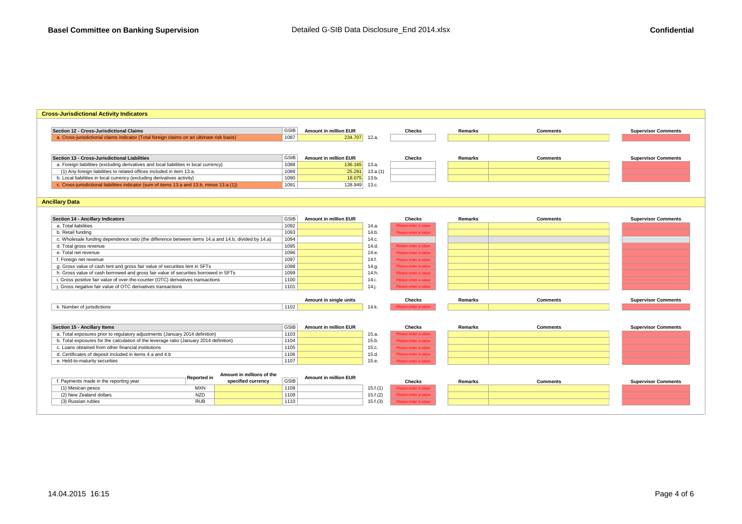## Cross-Jurisdictional Activity Indicators

| Section 12 - Cross-Jurisdictional Claims | GSIB | Amount in million EUR | | Checks | Remarks | Comments | Supervisor Comments |
|---|---|---|---|---|---|---|---|
| a. Cross-jurisdictional claims indicator (Total foreign claims on an ultimate risk basis) | 1087 | 234.707 | 12.a. | | | | |

| Section 13 - Cross-Jurisdictional Liabilities | GSIB | Amount in million EUR | | Checks | Remarks | Comments | Supervisor Comments |
|---|---|---|---|---|---|---|---|
| a. Foreign liabilities (excluding derivatives and local liabilities in local currency) | 1088 | 136.165 | 13.a. | | | | |
| (1) Any foreign liabilities to related offices included in item 13.a. | 1089 | 25.291 | 13.a.(1) | | | | |
| b. Local liabilities in local currency (excluding derivatives activity) | 1090 | 18.075 | 13.b. | | | | |
| c. Cross-jurisdictional liabilities indicator (sum of items 13.a and 13.b, minus 13.a.(1)) | 1091 | 128.949 | 13.c. | | | | |

## Ancillary Data

| Section 14 - Ancillary Indicators | GSIB | Amount in million EUR | | Checks | Remarks | Comments | Supervisor Comments |
|---|---|---|---|---|---|---|---|
| a. Total liabilities | 1092 | | 14.a. | Please enter a value | | | |
| b. Retail funding | 1093 | | 14.b. | Please enter a value | | | |
| c. Wholesale funding dependence ratio (the difference between items 14.a and 14.b, divided by 14.a) | 1094 | | 14.c. | | | | |
| d. Total gross revenue | 1095 | | 14.d. | Please enter a value | | | |
| e. Total net revenue | 1096 | | 14.e. | Please enter a value | | | |
| f. Foreign net revenue | 1097 | | 14.f. | Please enter a value | | | |
| g. Gross value of cash lent and gross fair value of securities lent in SFTs | 1098 | | 14.g. | Please enter a value | | | |
| h. Gross value of cash borrowed and gross fair value of securities borrowed in SFTs | 1099 | | 14.h. | Please enter a value | | | |
| i. Gross positive fair value of over-the-counter (OTC) derivatives transactions | 1100 | | 14.i. | Please enter a value | | | |
| j. Gross negative fair value of OTC derivatives transactions | 1101 | | 14.j. | Please enter a value | | | |

| | | Amount in single units | | Checks | Remarks | Comments | Supervisor Comments |
|---|---|---|---|---|---|---|---|
| k. Number of jurisdictions | 1102 | | 14.k. | Please enter a value | | | |

| Section 15 - Ancillary Items | GSIB | Amount in million EUR | | Checks | Remarks | Comments | Supervisor Comments |
|---|---|---|---|---|---|---|---|
| a. Total exposures prior to regulatory adjustments (January 2014 definition) | 1103 | | 15.a. | Please enter a value | | | |
| b. Total exposures for the calculation of the leverage ratio (January 2014 definition) | 1104 | | 15.b. | Please enter a value | | | |
| c. Loans obtained from other financial institutions | 1105 | | 15.c. | Please enter a value | | | |
| d. Certificates of deposit included in items 4.a and 4.b | 1106 | | 15.d. | Please enter a value | | | |
| e. Held-to-maturity securities | 1107 | | 15.e. | Please enter a value | | | |

| f. Payments made in the reporting year | Reported in | Amount in millions of the specified currency | GSIB | Amount in million EUR | | Checks | Remarks | Comments | Supervisor Comments |
|---|---|---|---|---|---|---|---|---|---|
| (1) Mexican pesos | MXN | | 1108 | | 15.f.(1) | Please enter a value | | | |
| (2) New Zealand dollars | NZD | | 1109 | | 15.f.(2) | Please enter a value | | | |
| (3) Russian rubles | RUB | | 1110 | | 15.f.(3) | Please enter a value | | | |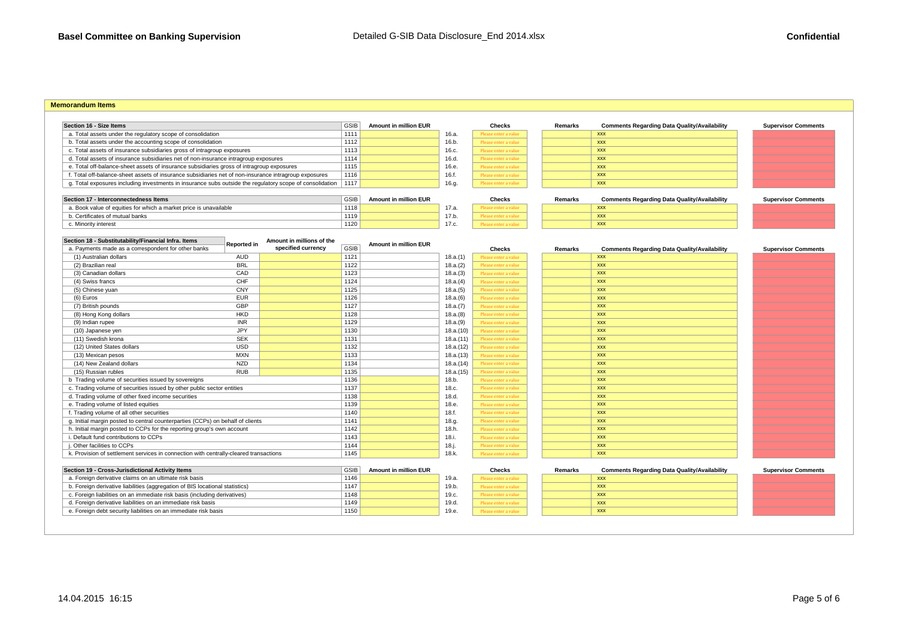## Memorandum Items

| Section 16 - Size Items | GSIB | Amount in million EUR | | Checks | Remarks | Comments Regarding Data Quality/Availability | Supervisor Comments |
|---|---|---|---|---|---|---|---|
| a. Total assets under the regulatory scope of consolidation | 1111 | | 16.a. | Please enter a value | | xxx | |
| b. Total assets under the accounting scope of consolidation | 1112 | | 16.b. | Please enter a value | | xxx | |
| c. Total assets of insurance subsidiaries gross of intragroup exposures | 1113 | | 16.c. | Please enter a value | | xxx | |
| d. Total assets of insurance subsidiaries net of non-insurance intragroup exposures | 1114 | | 16.d. | Please enter a value | | xxx | |
| e. Total off-balance-sheet assets of insurance subsidiaries gross of intragroup exposures | 1115 | | 16.e. | Please enter a value | | xxx | |
| f. Total off-balance-sheet assets of insurance subsidiaries net of non-insurance intragroup exposures | 1116 | | 16.f. | Please enter a value | | xxx | |
| g. Total exposures including investments in insurance subs outside the regulatory scope of consolidation | 1117 | | 16.g. | Please enter a value | | xxx | |

| Section 17 - Interconnectedness Items | GSIB | Amount in million EUR | | Checks | Remarks | Comments Regarding Data Quality/Availability | Supervisor Comments |
|---|---|---|---|---|---|---|---|
| a. Book value of equities for which a market price is unavailable | 1118 | | 17.a. | Please enter a value | | xxx | |
| b. Certificates of mutual banks | 1119 | | 17.b. | Please enter a value | | xxx | |
| c. Minority interest | 1120 | | 17.c. | Please enter a value | | xxx | |

| Section 18 - Substitutability/Financial Infra. Items | Reported in | Amount in millions of the specified currency | GSIB | Amount in million EUR | | Checks | Remarks | Comments Regarding Data Quality/Availability | Supervisor Comments |
|---|---|---|---|---|---|---|---|---|---|
| a. Payments made as a correspondent for other banks | | | | | | | | | |
| (1) Australian dollars | AUD | | 1121 | | 18.a.(1) | Please enter a value | | xxx | |
| (2) Brazilian real | BRL | | 1122 | | 18.a.(2) | Please enter a value | | xxx | |
| (3) Canadian dollars | CAD | | 1123 | | 18.a.(3) | Please enter a value | | xxx | |
| (4) Swiss francs | CHF | | 1124 | | 18.a.(4) | Please enter a value | | xxx | |
| (5) Chinese yuan | CNY | | 1125 | | 18.a.(5) | Please enter a value | | xxx | |
| (6) Euros | EUR | | 1126 | | 18.a.(6) | Please enter a value | | xxx | |
| (7) British pounds | GBP | | 1127 | | 18.a.(7) | Please enter a value | | xxx | |
| (8) Hong Kong dollars | HKD | | 1128 | | 18.a.(8) | Please enter a value | | xxx | |
| (9) Indian rupee | INR | | 1129 | | 18.a.(9) | Please enter a value | | xxx | |
| (10) Japanese yen | JPY | | 1130 | | 18.a.(10) | Please enter a value | | xxx | |
| (11) Swedish krona | SEK | | 1131 | | 18.a.(11) | Please enter a value | | xxx | |
| (12) United States dollars | USD | | 1132 | | 18.a.(12) | Please enter a value | | xxx | |
| (13) Mexican pesos | MXN | | 1133 | | 18.a.(13) | Please enter a value | | xxx | |
| (14) New Zealand dollars | NZD | | 1134 | | 18.a.(14) | Please enter a value | | xxx | |
| (15) Russian rubles | RUB | | 1135 | | 18.a.(15) | Please enter a value | | xxx | |
| b Trading volume of securities issued by sovereigns | | | 1136 | | 18.b. | Please enter a value | | xxx | |
| c. Trading volume of securities issued by other public sector entities | | | 1137 | | 18.c. | Please enter a value | | xxx | |
| d. Trading volume of other fixed income securities | | | 1138 | | 18.d. | Please enter a value | | xxx | |
| e. Trading volume of listed equities | | | 1139 | | 18.e. | Please enter a value | | xxx | |
| f. Trading volume of all other securities | | | 1140 | | 18.f. | Please enter a value | | xxx | |
| g. Initial margin posted to central counterparties (CCPs) on behalf of clients | | | 1141 | | 18.g. | Please enter a value | | xxx | |
| h. Initial margin posted to CCPs for the reporting group's own account | | | 1142 | | 18.h. | Please enter a value | | xxx | |
| i. Default fund contributions to CCPs | | | 1143 | | 18.i. | Please enter a value | | xxx | |
| j. Other facilities to CCPs | | | 1144 | | 18.j. | Please enter a value | | xxx | |
| k. Provision of settlement services in connection with centrally-cleared transactions | | | 1145 | | 18.k. | Please enter a value | | xxx | |

| Section 19 - Cross-Jurisdictional Activity Items | GSIB | Amount in million EUR | | Checks | Remarks | Comments Regarding Data Quality/Availability | Supervisor Comments |
|---|---|---|---|---|---|---|---|
| a. Foreign derivative claims on an ultimate risk basis | 1146 | | 19.a. | Please enter a value | | xxx | |
| b. Foreign derivative liabilities (aggregation of BIS locational statistics) | 1147 | | 19.b. | Please enter a value | | xxx | |
| c. Foreign liabilities on an immediate risk basis (including derivatives) | 1148 | | 19.c. | Please enter a value | | xxx | |
| d. Foreign derivative liabilities on an immediate risk basis | 1149 | | 19.d. | Please enter a value | | xxx | |
| e. Foreign debt security liabilities on an immediate risk basis | 1150 | | 19.e. | Please enter a value | | xxx | |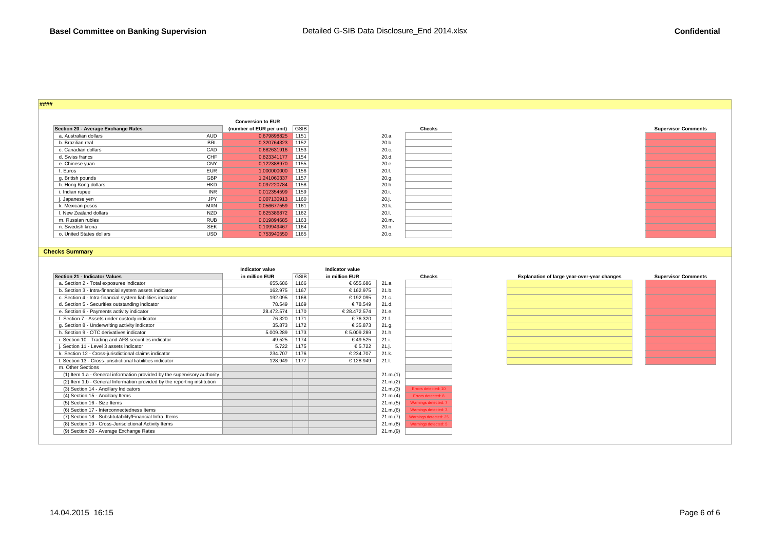####

| Section 20 - Average Exchange Rates | | Conversion to EUR (number of EUR per unit) | GSIB | | Checks | Supervisor Comments |
|---|---|---|---|---|---|---|
| a. Australian dollars | AUD | 0,679898825 | 1151 | 20.a. | | |
| b. Brazilian real | BRL | 0,320764323 | 1152 | 20.b. | | |
| c. Canadian dollars | CAD | 0,682631916 | 1153 | 20.c. | | |
| d. Swiss francs | CHF | 0,823341177 | 1154 | 20.d. | | |
| e. Chinese yuan | CNY | 0,122388970 | 1155 | 20.e. | | |
| f. Euros | EUR | 1,000000000 | 1156 | 20.f. | | |
| g. British pounds | GBP | 1,241060337 | 1157 | 20.g. | | |
| h. Hong Kong dollars | HKD | 0,097220784 | 1158 | 20.h. | | |
| i. Indian rupee | INR | 0,012354599 | 1159 | 20.i. | | |
| j. Japanese yen | JPY | 0,007130913 | 1160 | 20.j. | | |
| k. Mexican pesos | MXN | 0,056677559 | 1161 | 20.k. | | |
| l. New Zealand dollars | NZD | 0,625386872 | 1162 | 20.l. | | |
| m. Russian rubles | RUB | 0,019894685 | 1163 | 20.m. | | |
| n. Swedish krona | SEK | 0,109949467 | 1164 | 20.n. | | |
| o. United States dollars | USD | 0,753940550 | 1165 | 20.o. | | |

## Checks Summary

| Section 21 - Indicator Values | Indicator value in million EUR | GSIB | Indicator value in million EUR | | Checks | Explanation of large year-over-year changes | Supervisor Comments |
|---|---|---|---|---|---|---|---|
| a. Section 2 - Total exposures indicator | 655.686 | 1166 | € 655.686 | 21.a. | | | |
| b. Section 3 - Intra-financial system assets indicator | 162.975 | 1167 | € 162.975 | 21.b. | | | |
| c. Section 4 - Intra-financial system liabilities indicator | 192.095 | 1168 | € 192.095 | 21.c. | | | |
| d. Section 5 - Securities outstanding indicator | 78.549 | 1169 | € 78.549 | 21.d. | | | |
| e. Section 6 - Payments activity indicator | 28.472.574 | 1170 | € 28.472.574 | 21.e. | | | |
| f. Section 7 - Assets under custody indicator | 76.320 | 1171 | € 76.320 | 21.f. | | | |
| g. Section 8 - Underwriting activity indicator | 35.873 | 1172 | € 35.873 | 21.g. | | | |
| h. Section 9 - OTC derivatives indicator | 5.009.289 | 1173 | € 5.009.289 | 21.h. | | | |
| i. Section 10 - Trading and AFS securities indicator | 49.525 | 1174 | € 49.525 | 21.i. | | | |
| j. Section 11 - Level 3 assets indicator | 5.722 | 1175 | € 5.722 | 21.j. | | | |
| k. Section 12 - Cross-jurisdictional claims indicator | 234.707 | 1176 | € 234.707 | 21.k. | | | |
| l. Section 13 - Cross-jurisdictional liabilities indicator | 128.949 | 1177 | € 128.949 | 21.l. | | | |
| m. Other Sections | | | | | | | |
| (1) Item 1.a - General information provided by the supervisory authority | | | | 21.m.(1) | | | |
| (2) Item 1.b - General Information provided by the reporting institution | | | | 21.m.(2) | | | |
| (3) Section 14 - Ancillary Indicators | | | | 21.m.(3) | Errors detected: 10 | | |
| (4) Section 15 - Ancillary Items | | | | 21.m.(4) | Errors detected: 8 | | |
| (5) Section 16 - Size Items | | | | 21.m.(5) | Warnings detected: 7 | | |
| (6) Section 17 - Interconnectedness Items | | | | 21.m.(6) | Warnings detected: 3 | | |
| (7) Section 18 - Substitutability/Financial Infra. Items | | | | 21.m.(7) | Warnings detected: 25 | | |
| (8) Section 19 - Cross-Jurisdictional Activity Items | | | | 21.m.(8) | Warnings detected: 5 | | |
| (9) Section 20 - Average Exchange Rates | | | | 21.m.(9) | | | |